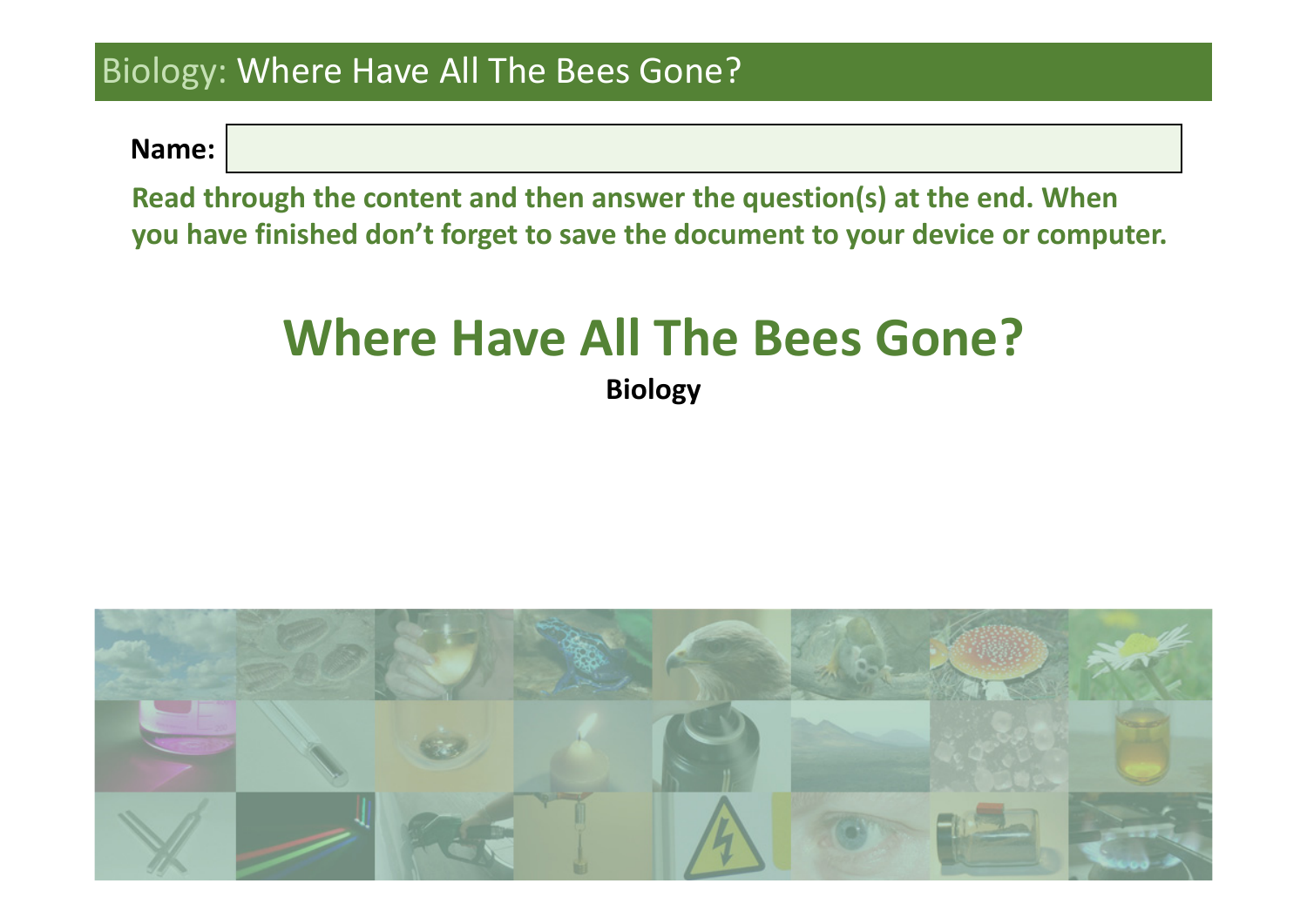Biology: Where Have All The Bees Gone?

**Name:**

**Read through the content and then answer the question(s) at the end. When you have finished don't forget to save the document to your device or computer.**

# Where Have All The Bees Gone?

**Biology**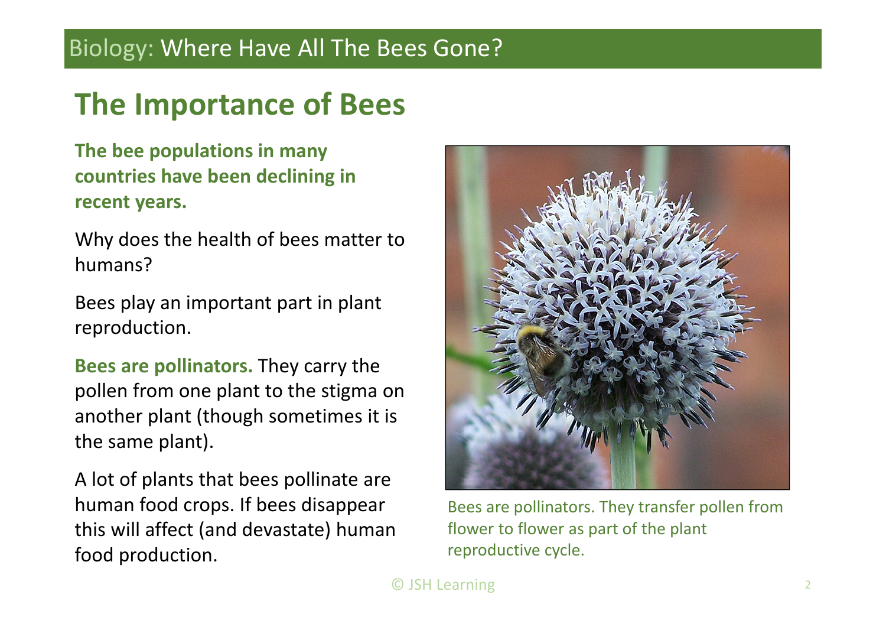# The Importance of Bees

**The bee populations in many countries have been declining in recent years.**

Why does the health of bees matter to humans?

Bees play an important part in plant reproduction.

**Bees are pollinators.** They carry the pollen from one plant to the stigma on another plant (though sometimes it is the same plant).

A lot of plants that bees pollinate are human food crops. If bees disappear this will affect (and devastate) human food production.

Bees are pollinators. They transfer pollen from flower to flower as part of the plant reproductive cycle.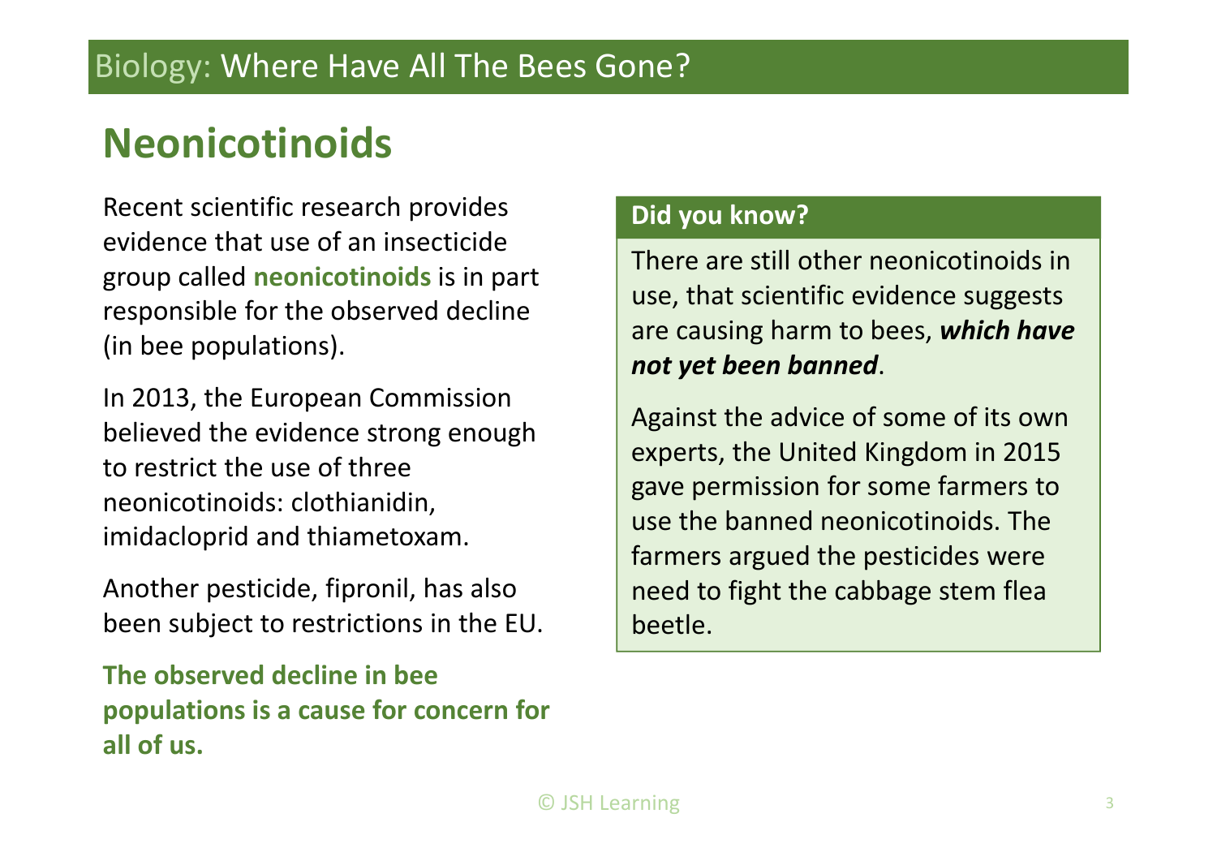Biology: Where Have All The Bees Gone?

# Neonicotinoids

Recent scientific research provides evidence that use of an insecticide group called **neonicotinoids** is in part responsible for the observed decline (in bee populations).

In 2013, the European Commission believed the evidence strong enough to restrict the use of three neonicotinoids: clothianidin, imidacloprid and thiametoxam.

Another pesticide, fipronil, has also been subject to restrictions in the EU.

**The observed decline in bee populations is a cause for concern for all of us.**

**Did you know?**

There are still other neonicotinoids in use, that scientific evidence suggests are causing harm to bees, ***which have not yet been banned***.

Against the advice of some of its own experts, the United Kingdom in 2015 gave permission for some farmers to use the banned neonicotinoids. The farmers argued the pesticides were need to fight the cabbage stem flea beetle.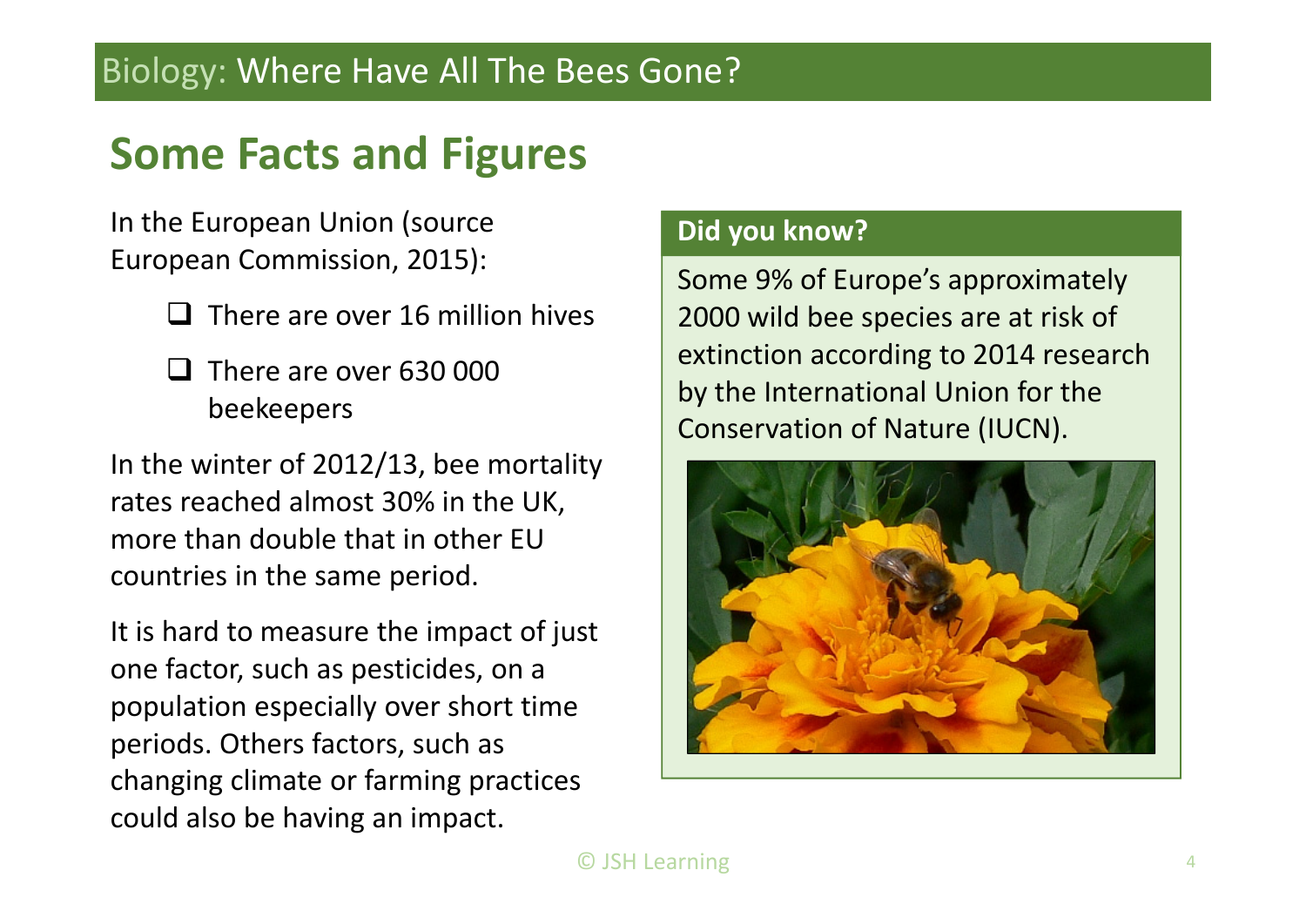## Some Facts and Figures

In the European Union (source European Commission, 2015):

- There are over 16 million hives
- There are over 630 000 beekeepers

In the winter of 2012/13, bee mortality rates reached almost 30% in the UK, more than double that in other EU countries in the same period.

It is hard to measure the impact of just one factor, such as pesticides, on a population especially over short time periods. Others factors, such as changing climate or farming practices could also be having an impact.

**Did you know?**

Some 9% of Europe's approximately 2000 wild bee species are at risk of extinction according to 2014 research by the International Union for the Conservation of Nature (IUCN).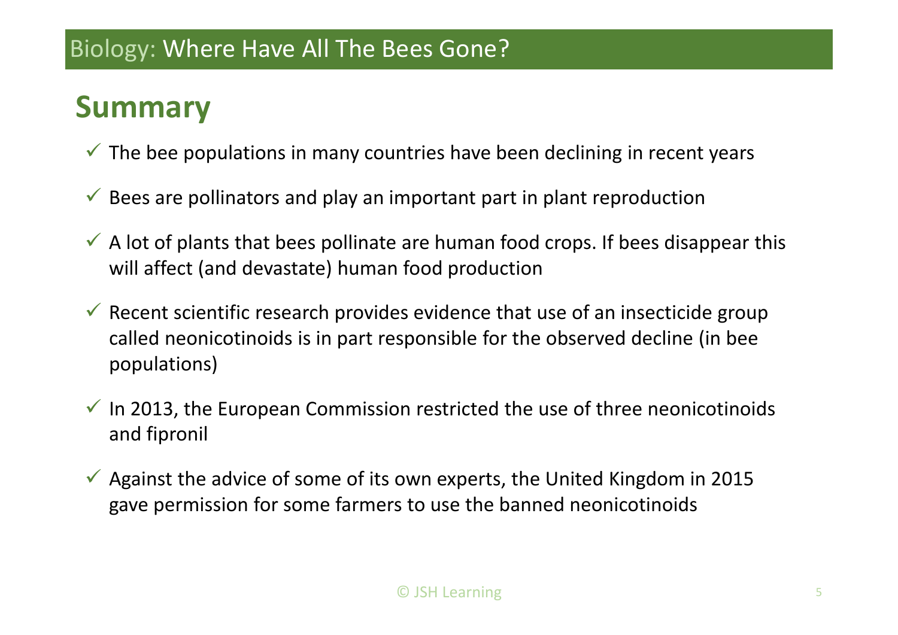## Summary

- ✓ The bee populations in many countries have been declining in recent years
- ✓ Bees are pollinators and play an important part in plant reproduction
- ✓ A lot of plants that bees pollinate are human food crops. If bees disappear this will affect (and devastate) human food production
- ✓ Recent scientific research provides evidence that use of an insecticide group called neonicotinoids is in part responsible for the observed decline (in bee populations)
- ✓ In 2013, the European Commission restricted the use of three neonicotinoids and fipronil
- ✓ Against the advice of some of its own experts, the United Kingdom in 2015 gave permission for some farmers to use the banned neonicotinoids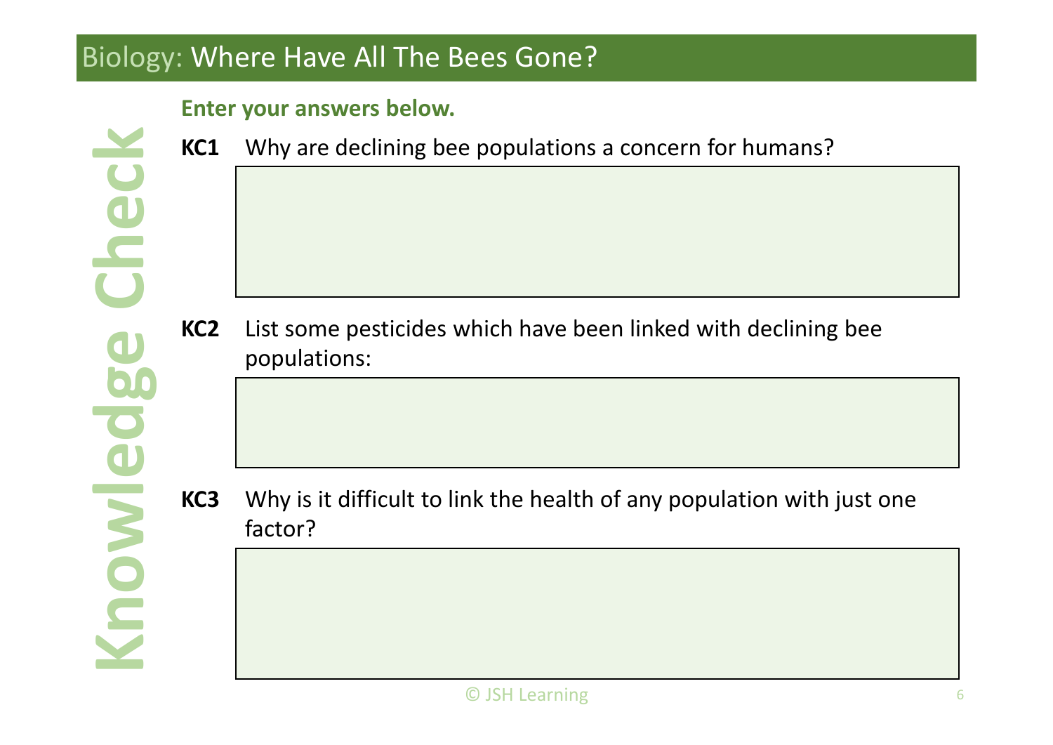# Biology: Where Have All The Bees Gone?

## Knowledge Check

**Enter your answers below.**

**KC1** Why are declining bee populations a concern for humans?

**KC2** List some pesticides which have been linked with declining bee populations:

**KC3** Why is it difficult to link the health of any population with just one factor?

© JSH Learning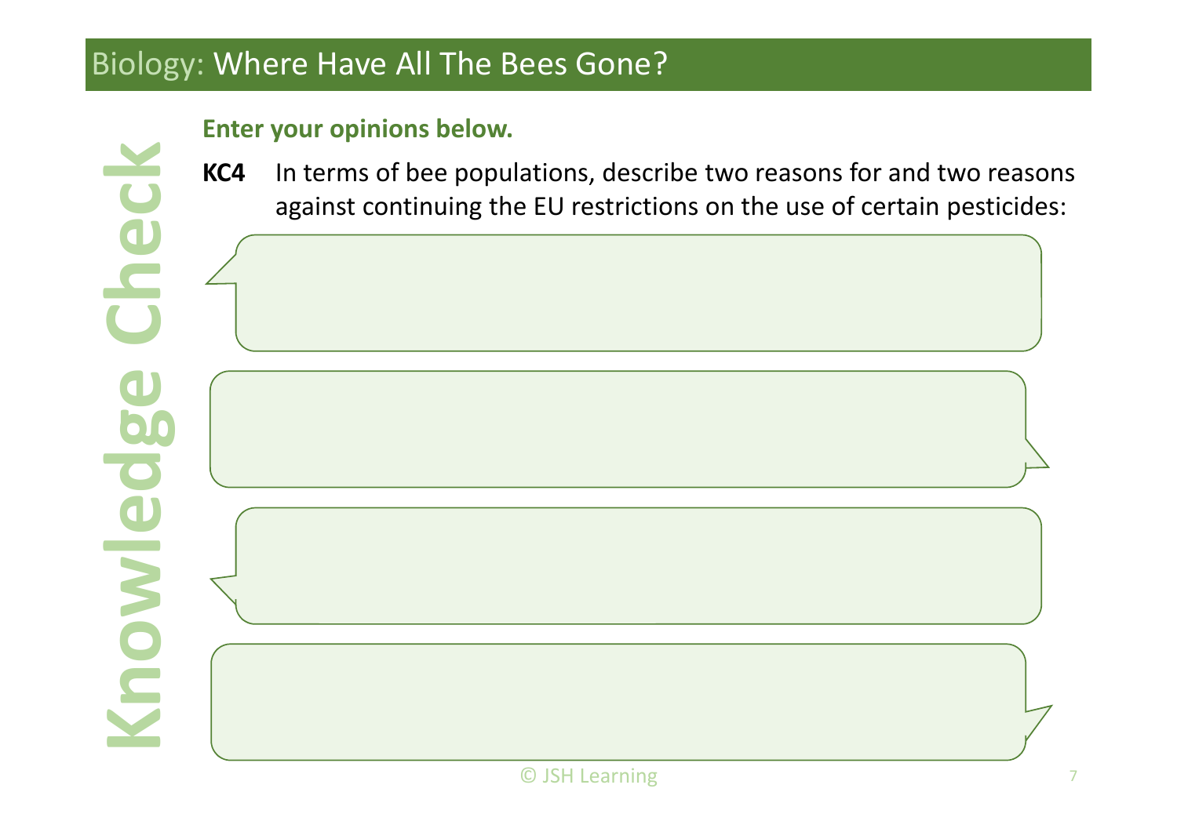# Biology: Where Have All The Bees Gone?

## Knowledge Check

**Enter your opinions below.**

**KC4** In terms of bee populations, describe two reasons for and two reasons against continuing the EU restrictions on the use of certain pesticides: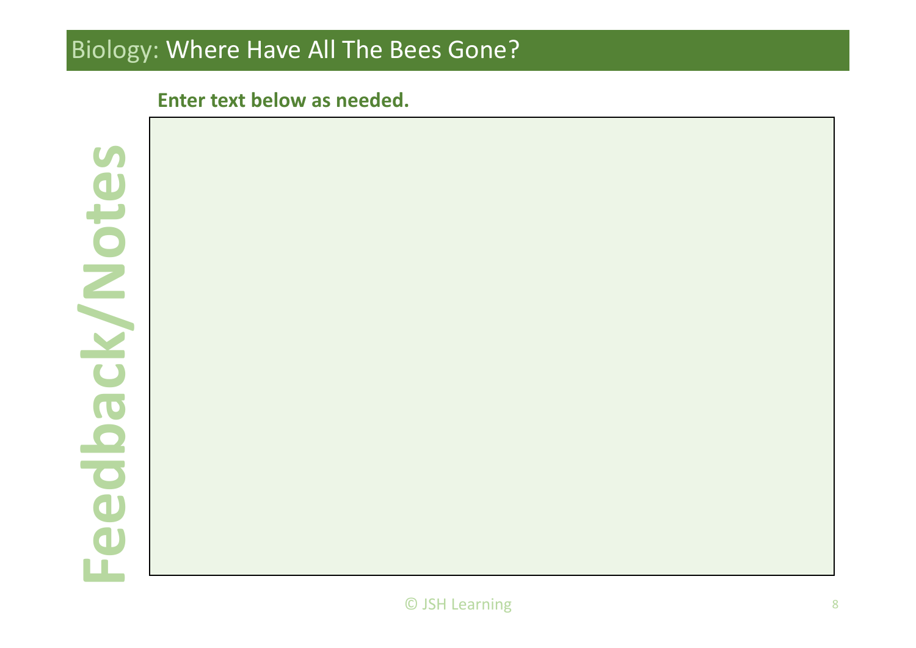# Biology: Where Have All The Bees Gone?

**Feedback/Notes**

**Enter text below as needed.**